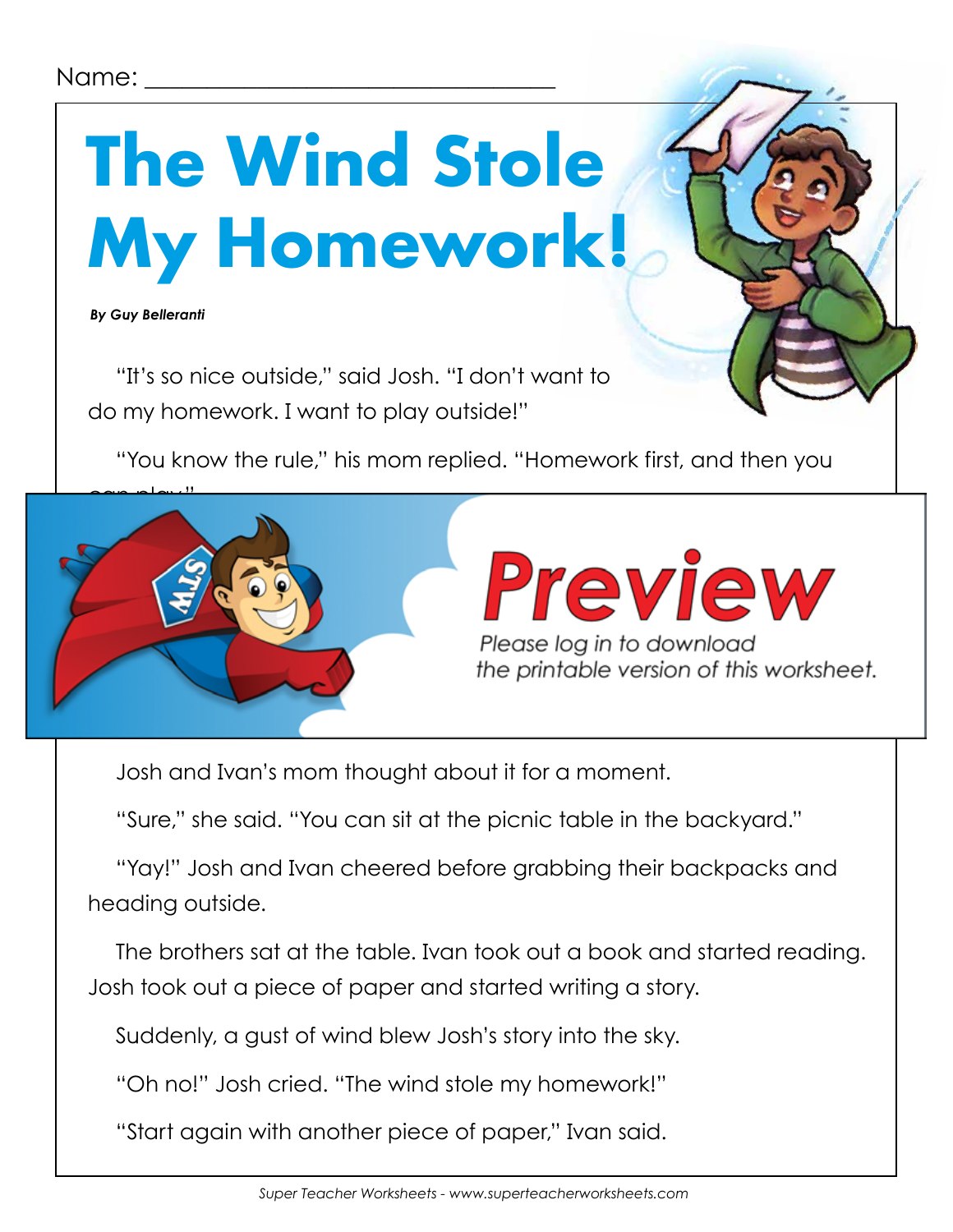Name: ______________________________

# The Wind Stole My Homework!

***By Guy Belleranti***

"It's so nice outside," said Josh. "I don't want to do my homework. I want to play outside!"

"You know the rule," his mom replied. "Homework first, and then you can play."

Preview

Please log in to download the printable version of this worksheet.

Josh and Ivan's mom thought about it for a moment.

"Sure," she said. "You can sit at the picnic table in the backyard."

"Yay!" Josh and Ivan cheered before grabbing their backpacks and heading outside.

The brothers sat at the table. Ivan took out a book and started reading. Josh took out a piece of paper and started writing a story.

Suddenly, a gust of wind blew Josh's story into the sky.

"Oh no!" Josh cried. "The wind stole my homework!"

"Start again with another piece of paper," Ivan said.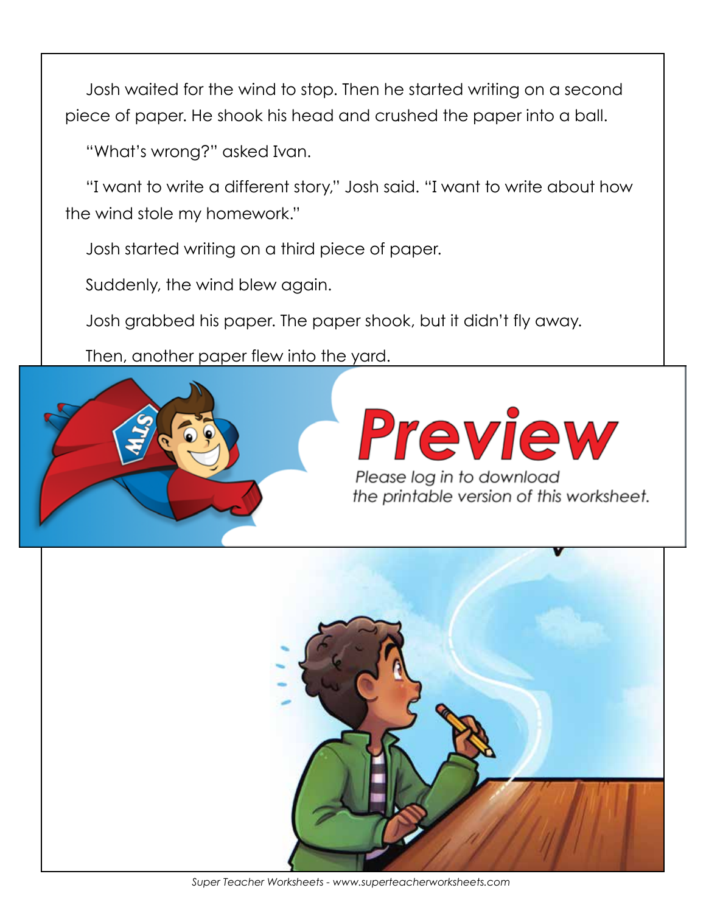Josh waited for the wind to stop. Then he started writing on a second piece of paper. He shook his head and crushed the paper into a ball.

"What's wrong?" asked Ivan.

"I want to write a different story," Josh said. "I want to write about how the wind stole my homework."

Josh started writing on a third piece of paper.

Suddenly, the wind blew again.

Josh grabbed his paper. The paper shook, but it didn't fly away.

Then, another paper flew into the yard.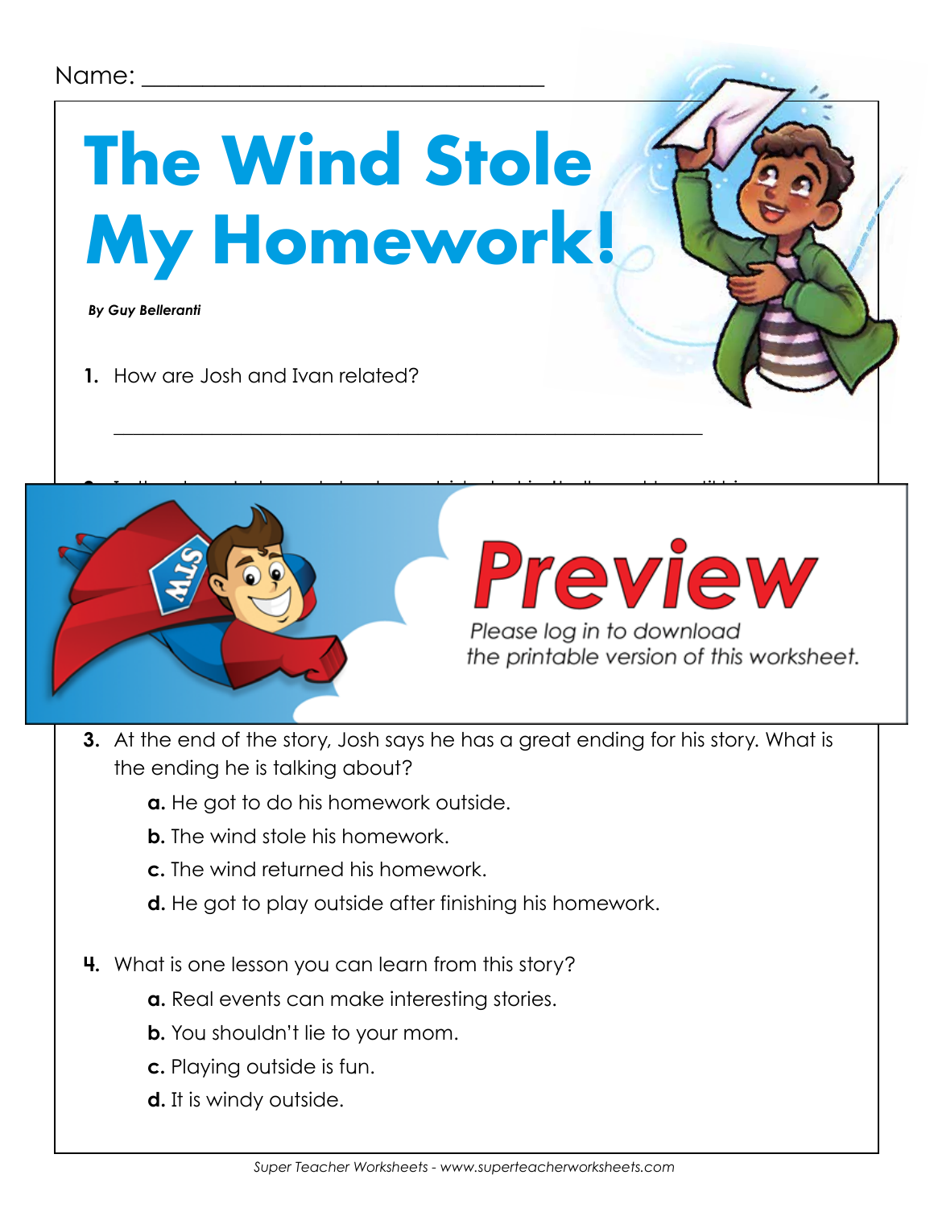Name: ________________________________

# The Wind Stole My Homework!

***By Guy Belleranti***

1. How are Josh and Ivan related?

   ________________________________________________________

**Preview**

*Please log in to download the printable version of this worksheet.*

3. At the end of the story, Josh says he has a great ending for his story. What is the ending he is talking about?

   **a.** He got to do his homework outside.

   **b.** The wind stole his homework.

   **c.** The wind returned his homework.

   **d.** He got to play outside after finishing his homework.

4. What is one lesson you can learn from this story?

   **a.** Real events can make interesting stories.

   **b.** You shouldn't lie to your mom.

   **c.** Playing outside is fun.

   **d.** It is windy outside.

*Super Teacher Worksheets - www.superteacherworksheets.com*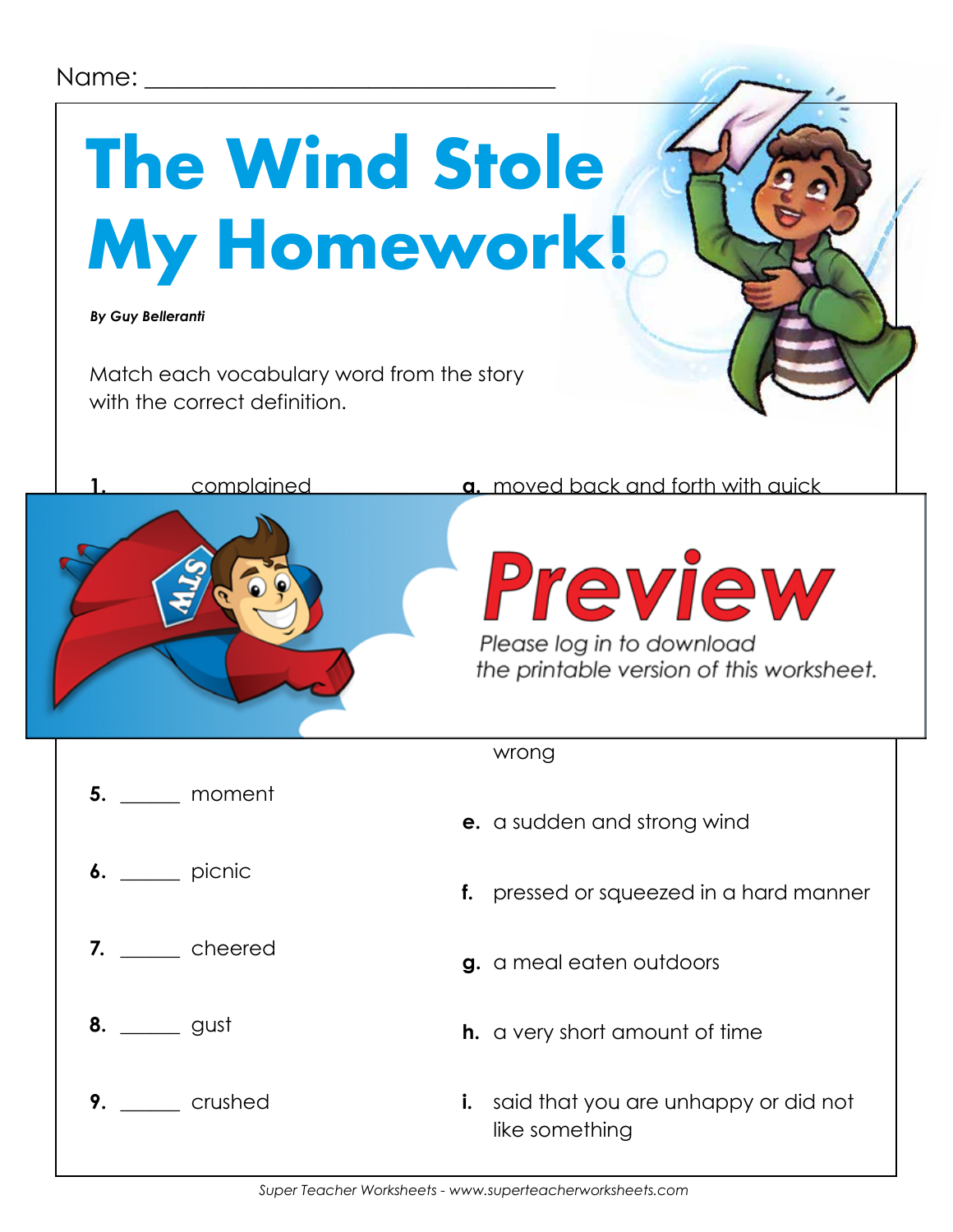Name: ________________________________

# The Wind Stole My Homework!

***By Guy Belleranti***

Match each vocabulary word from the story with the correct definition.

1. ______ complained

a. moved back and forth with quick

wrong

5. ______ moment

6. ______ picnic

7. ______ cheered

8. ______ gust

9. ______ crushed

e. a sudden and strong wind

f. pressed or squeezed in a hard manner

g. a meal eaten outdoors

h. a very short amount of time

i. said that you are unhappy or did not like something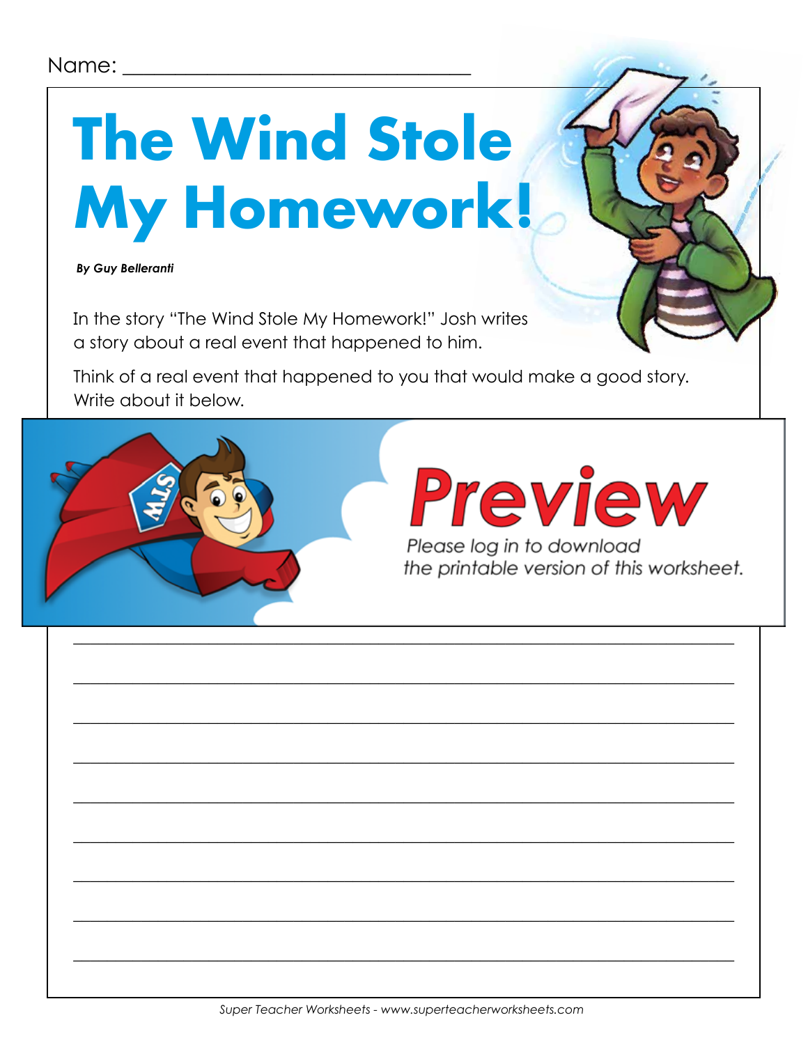Name: ________________________________

# The Wind Stole My Homework!

***By Guy Belleranti***

In the story "The Wind Stole My Homework!" Josh writes a story about a real event that happened to him.

Think of a real event that happened to you that would make a good story. Write about it below.

**Preview**

*Please log in to download the printable version of this worksheet.*

______________________________________________________________________

______________________________________________________________________

______________________________________________________________________

______________________________________________________________________

______________________________________________________________________

______________________________________________________________________

______________________________________________________________________

______________________________________________________________________

______________________________________________________________________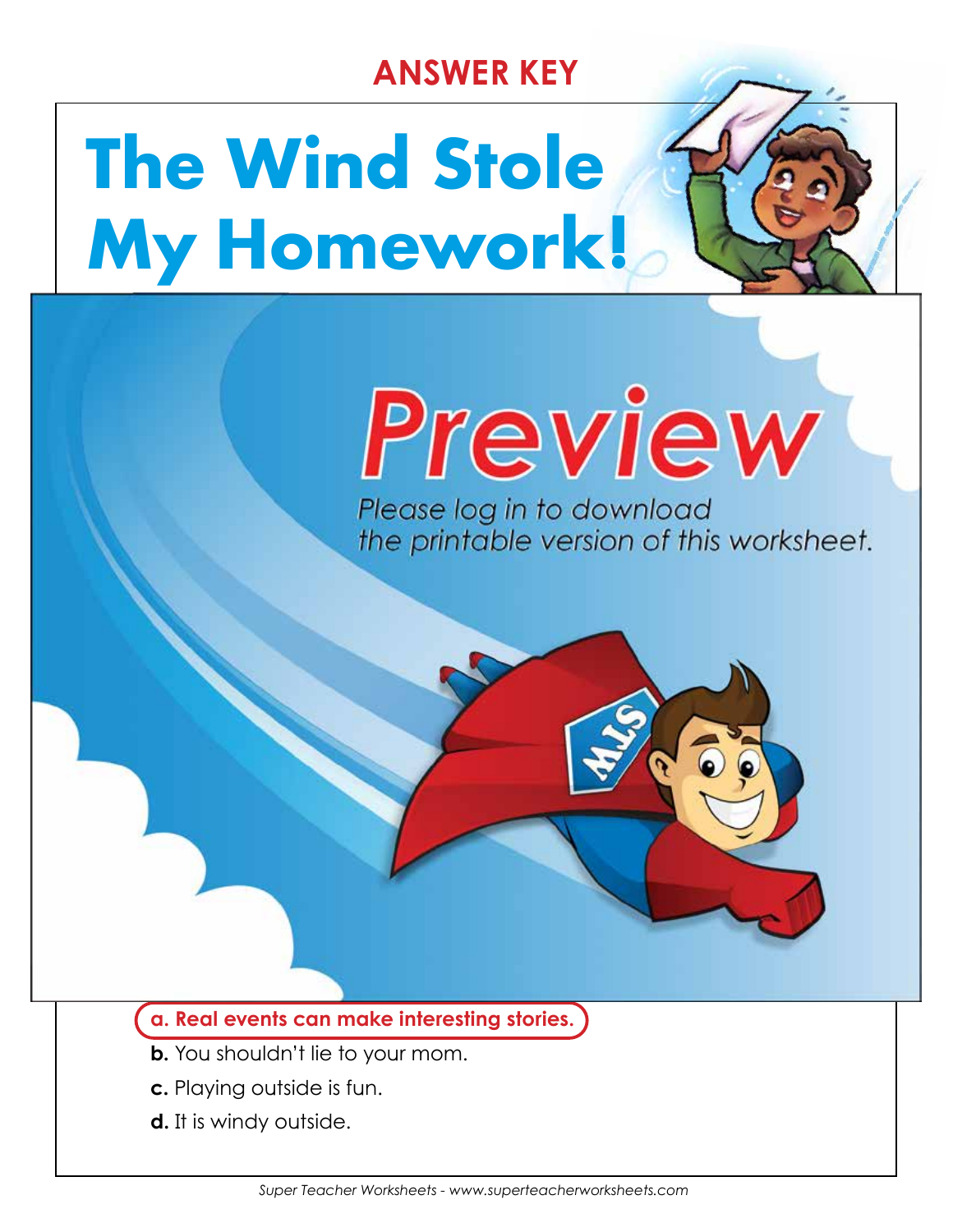ANSWER KEY

# The Wind Stole My Homework!

Preview

Please log in to download the printable version of this worksheet.

**a. Real events can make interesting stories.**

**b.** You shouldn't lie to your mom.

**c.** Playing outside is fun.

**d.** It is windy outside.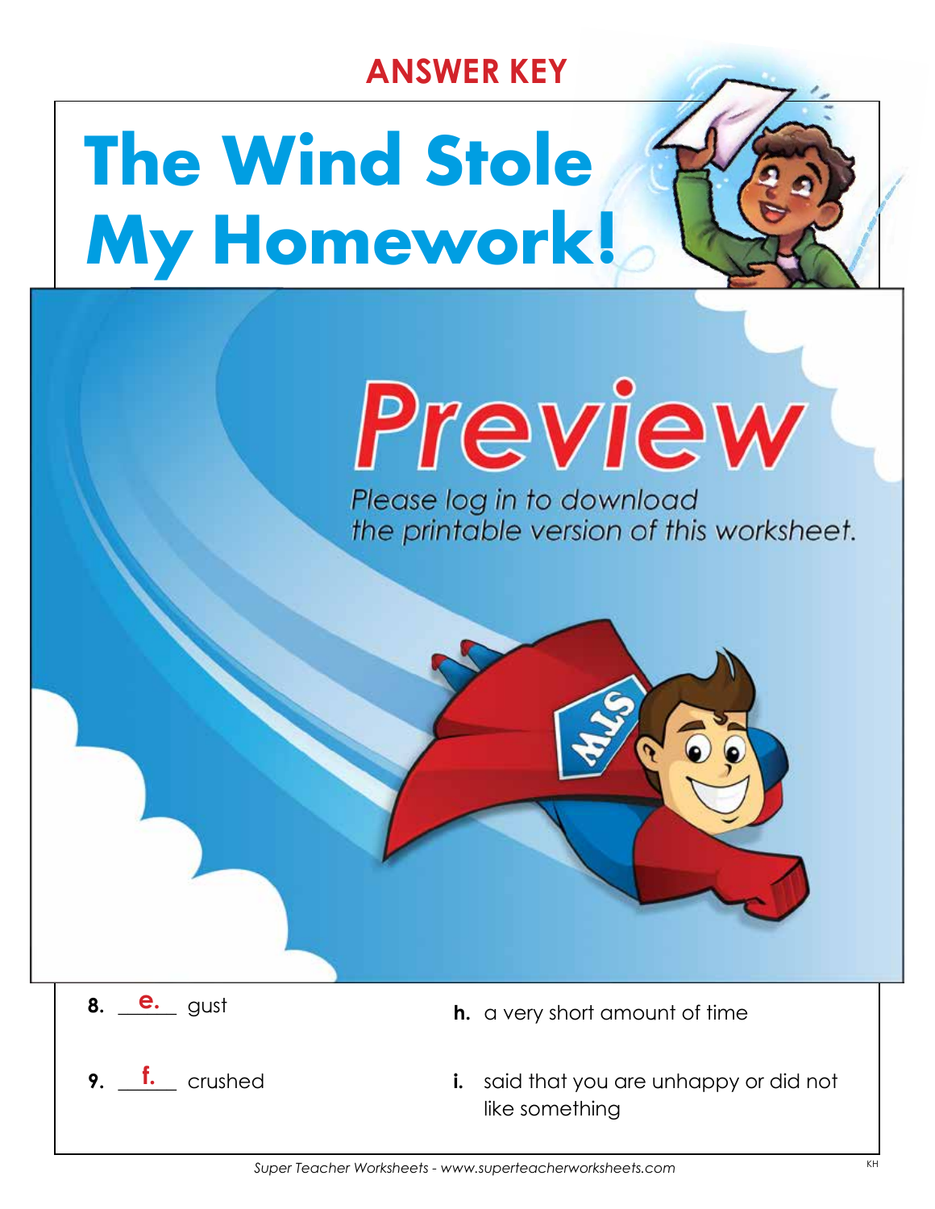**ANSWER KEY**

# The Wind Stole My Homework!

Preview

Please log in to download the printable version of this worksheet.

**8.** __e.__ gust

**9.** __f.__ crushed

**h.** a very short amount of time

**i.** said that you are unhappy or did not like something

*Super Teacher Worksheets - www.superteacherworksheets.com*